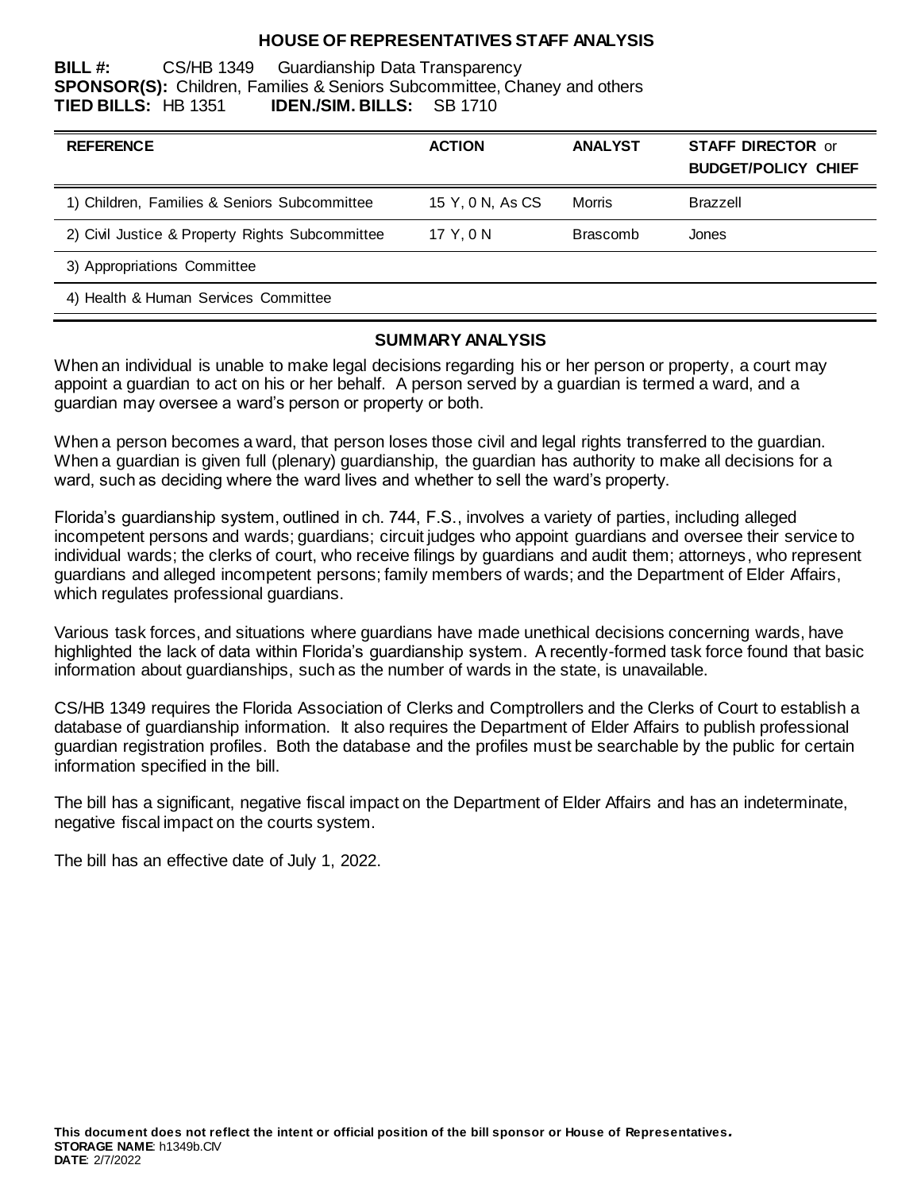# HOUSE OF REPRESENTATIVES STAFF ANALYSIS

**BILL #:** CS/HB 1349 Guardianship Data Transparency
**SPONSOR(S):** Children, Families & Seniors Subcommittee, Chaney and others
**TIED BILLS:** HB 1351 **IDEN./SIM. BILLS:** SB 1710

| REFERENCE | ACTION | ANALYST | STAFF DIRECTOR or BUDGET/POLICY CHIEF |
|---|---|---|---|
| 1) Children, Families & Seniors Subcommittee | 15 Y, 0 N, As CS | Morris | Brazzell |
| 2) Civil Justice & Property Rights Subcommittee | 17 Y, 0 N | Brascomb | Jones |
| 3) Appropriations Committee | | | |
| 4) Health & Human Services Committee | | | |

## SUMMARY ANALYSIS

When an individual is unable to make legal decisions regarding his or her person or property, a court may appoint a guardian to act on his or her behalf. A person served by a guardian is termed a ward, and a guardian may oversee a ward's person or property or both.

When a person becomes a ward, that person loses those civil and legal rights transferred to the guardian. When a guardian is given full (plenary) guardianship, the guardian has authority to make all decisions for a ward, such as deciding where the ward lives and whether to sell the ward's property.

Florida's guardianship system, outlined in ch. 744, F.S., involves a variety of parties, including alleged incompetent persons and wards; guardians; circuit judges who appoint guardians and oversee their service to individual wards; the clerks of court, who receive filings by guardians and audit them; attorneys, who represent guardians and alleged incompetent persons; family members of wards; and the Department of Elder Affairs, which regulates professional guardians.

Various task forces, and situations where guardians have made unethical decisions concerning wards, have highlighted the lack of data within Florida's guardianship system. A recently-formed task force found that basic information about guardianships, such as the number of wards in the state, is unavailable.

CS/HB 1349 requires the Florida Association of Clerks and Comptrollers and the Clerks of Court to establish a database of guardianship information. It also requires the Department of Elder Affairs to publish professional guardian registration profiles. Both the database and the profiles must be searchable by the public for certain information specified in the bill.

The bill has a significant, negative fiscal impact on the Department of Elder Affairs and has an indeterminate, negative fiscal impact on the courts system.

The bill has an effective date of July 1, 2022.

**This document does not reflect the intent or official position of the bill sponsor or House of Representatives.**
**STORAGE NAME**: h1349b.CIV
**DATE**: 2/7/2022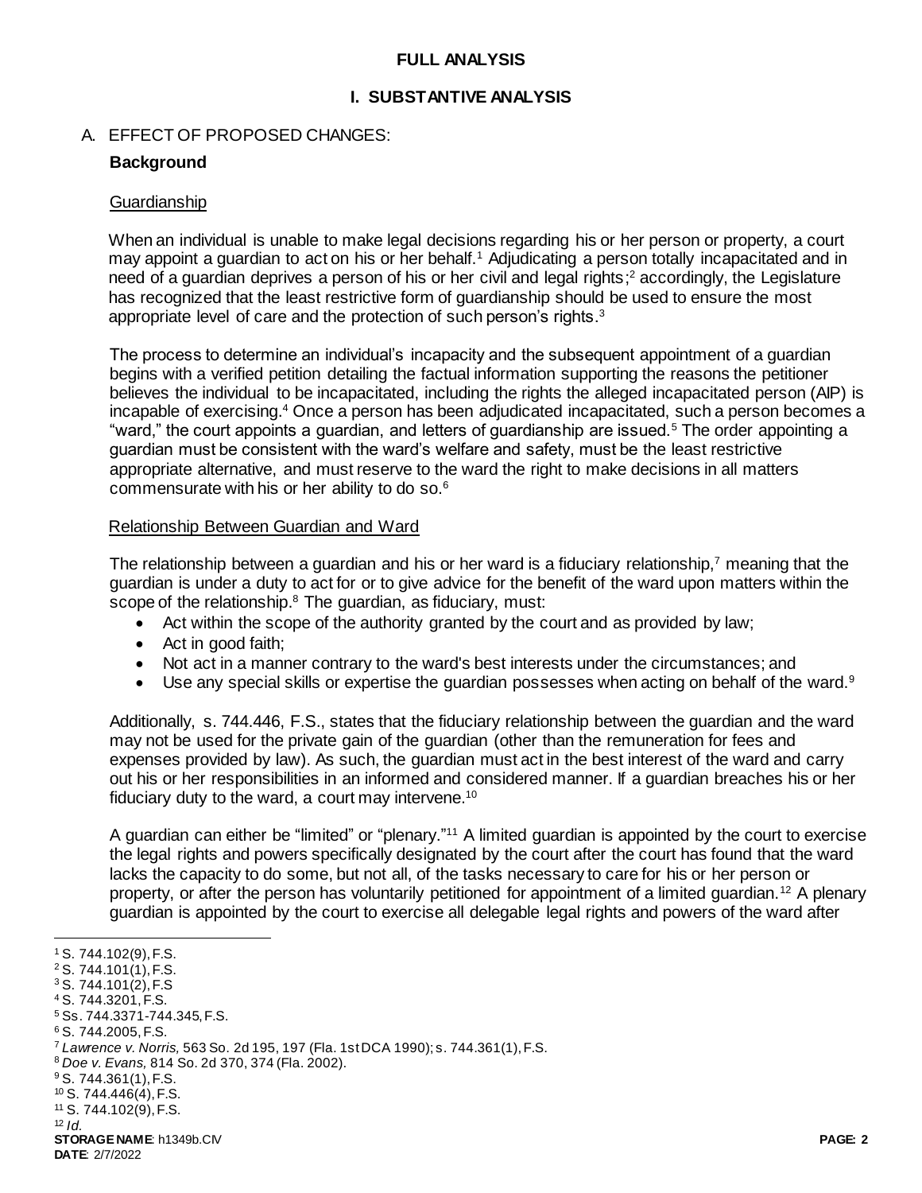## FULL ANALYSIS

## I. SUBSTANTIVE ANALYSIS

A. EFFECT OF PROPOSED CHANGES:

### Background

#### Guardianship

When an individual is unable to make legal decisions regarding his or her person or property, a court may appoint a guardian to act on his or her behalf.[1] Adjudicating a person totally incapacitated and in need of a guardian deprives a person of his or her civil and legal rights;[2] accordingly, the Legislature has recognized that the least restrictive form of guardianship should be used to ensure the most appropriate level of care and the protection of such person's rights.[3]

The process to determine an individual's incapacity and the subsequent appointment of a guardian begins with a verified petition detailing the factual information supporting the reasons the petitioner believes the individual to be incapacitated, including the rights the alleged incapacitated person (AIP) is incapable of exercising.[4] Once a person has been adjudicated incapacitated, such a person becomes a "ward," the court appoints a guardian, and letters of guardianship are issued.[5] The order appointing a guardian must be consistent with the ward's welfare and safety, must be the least restrictive appropriate alternative, and must reserve to the ward the right to make decisions in all matters commensurate with his or her ability to do so.[6]

#### Relationship Between Guardian and Ward

The relationship between a guardian and his or her ward is a fiduciary relationship,[7] meaning that the guardian is under a duty to act for or to give advice for the benefit of the ward upon matters within the scope of the relationship.[8] The guardian, as fiduciary, must:

- Act within the scope of the authority granted by the court and as provided by law;
- Act in good faith;
- Not act in a manner contrary to the ward's best interests under the circumstances; and
- Use any special skills or expertise the guardian possesses when acting on behalf of the ward.[9]

Additionally, s. 744.446, F.S., states that the fiduciary relationship between the guardian and the ward may not be used for the private gain of the guardian (other than the remuneration for fees and expenses provided by law). As such, the guardian must act in the best interest of the ward and carry out his or her responsibilities in an informed and considered manner. If a guardian breaches his or her fiduciary duty to the ward, a court may intervene.[10]

A guardian can either be "limited" or "plenary."[11] A limited guardian is appointed by the court to exercise the legal rights and powers specifically designated by the court after the court has found that the ward lacks the capacity to do some, but not all, of the tasks necessary to care for his or her person or property, or after the person has voluntarily petitioned for appointment of a limited guardian.[12] A plenary guardian is appointed by the court to exercise all delegable legal rights and powers of the ward after

---

[1] S. 744.102(9), F.S.
[2] S. 744.101(1), F.S.
[3] S. 744.101(2), F.S
[4] S. 744.3201, F.S.
[5] Ss. 744.3371-744.345, F.S.
[6] S. 744.2005, F.S.
[7] *Lawrence v. Norris,* 563 So. 2d 195, 197 (Fla. 1st DCA 1990); s. 744.361(1), F.S.
[8] *Doe v. Evans,* 814 So. 2d 370, 374 (Fla. 2002).
[9] S. 744.361(1), F.S.
[10] S. 744.446(4), F.S.
[11] S. 744.102(9), F.S.
[12] *Id.*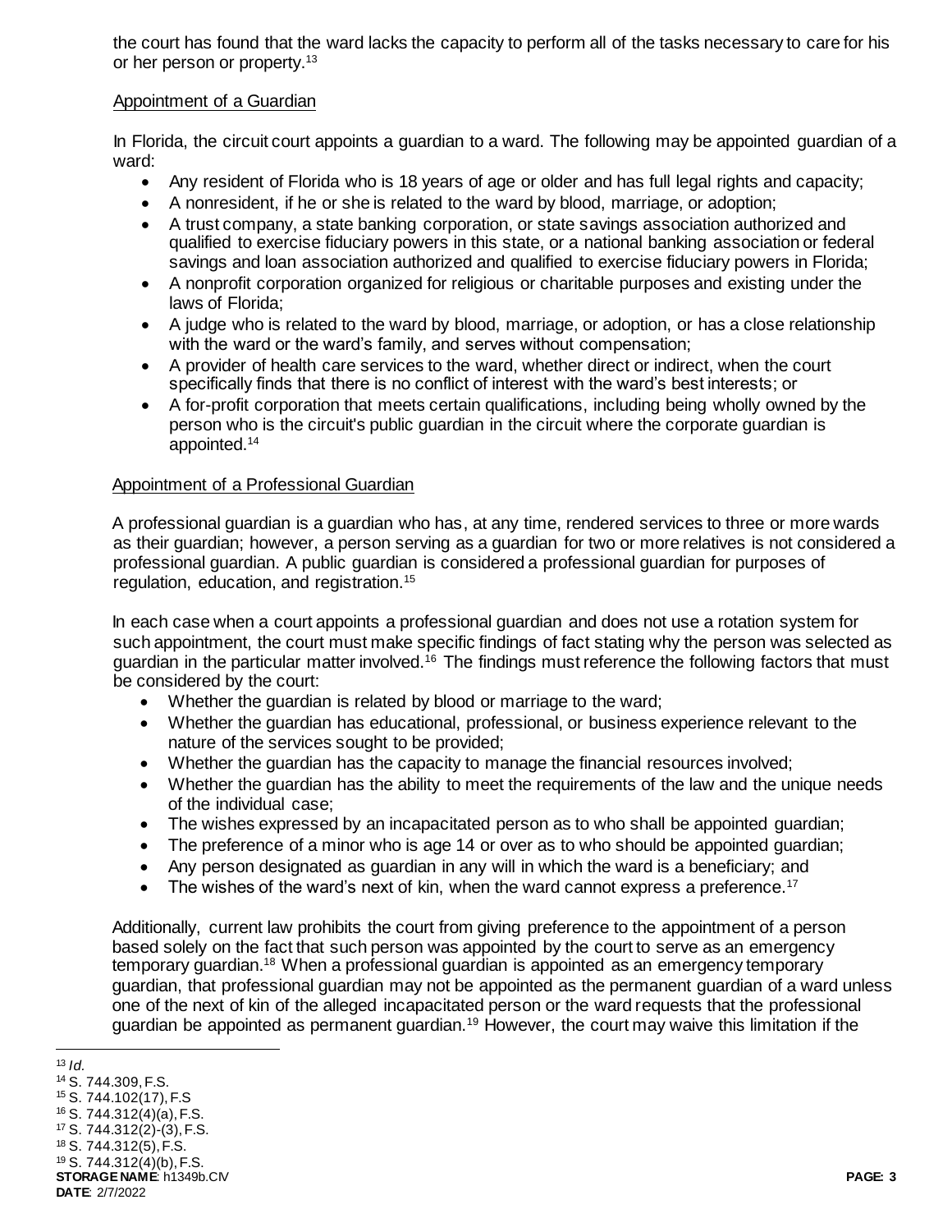the court has found that the ward lacks the capacity to perform all of the tasks necessary to care for his or her person or property.[13]

Appointment of a Guardian

In Florida, the circuit court appoints a guardian to a ward. The following may be appointed guardian of a ward:

- Any resident of Florida who is 18 years of age or older and has full legal rights and capacity;
- A nonresident, if he or she is related to the ward by blood, marriage, or adoption;
- A trust company, a state banking corporation, or state savings association authorized and qualified to exercise fiduciary powers in this state, or a national banking association or federal savings and loan association authorized and qualified to exercise fiduciary powers in Florida;
- A nonprofit corporation organized for religious or charitable purposes and existing under the laws of Florida;
- A judge who is related to the ward by blood, marriage, or adoption, or has a close relationship with the ward or the ward's family, and serves without compensation;
- A provider of health care services to the ward, whether direct or indirect, when the court specifically finds that there is no conflict of interest with the ward's best interests; or
- A for-profit corporation that meets certain qualifications, including being wholly owned by the person who is the circuit's public guardian in the circuit where the corporate guardian is appointed.[14]

Appointment of a Professional Guardian

A professional guardian is a guardian who has, at any time, rendered services to three or more wards as their guardian; however, a person serving as a guardian for two or more relatives is not considered a professional guardian. A public guardian is considered a professional guardian for purposes of regulation, education, and registration.[15]

In each case when a court appoints a professional guardian and does not use a rotation system for such appointment, the court must make specific findings of fact stating why the person was selected as guardian in the particular matter involved.[16] The findings must reference the following factors that must be considered by the court:

- Whether the guardian is related by blood or marriage to the ward;
- Whether the guardian has educational, professional, or business experience relevant to the nature of the services sought to be provided;
- Whether the guardian has the capacity to manage the financial resources involved;
- Whether the guardian has the ability to meet the requirements of the law and the unique needs of the individual case;
- The wishes expressed by an incapacitated person as to who shall be appointed guardian;
- The preference of a minor who is age 14 or over as to who should be appointed guardian;
- Any person designated as guardian in any will in which the ward is a beneficiary; and
- The wishes of the ward's next of kin, when the ward cannot express a preference.[17]

Additionally, current law prohibits the court from giving preference to the appointment of a person based solely on the fact that such person was appointed by the court to serve as an emergency temporary guardian.[18] When a professional guardian is appointed as an emergency temporary guardian, that professional guardian may not be appointed as the permanent guardian of a ward unless one of the next of kin of the alleged incapacitated person or the ward requests that the professional guardian be appointed as permanent guardian.[19] However, the court may waive this limitation if the

---

[13] *Id.*
[14] S. 744.309, F.S.
[15] S. 744.102(17), F.S
[16] S. 744.312(4)(a), F.S.
[17] S. 744.312(2)-(3), F.S.
[18] S. 744.312(5), F.S.
[19] S. 744.312(4)(b), F.S.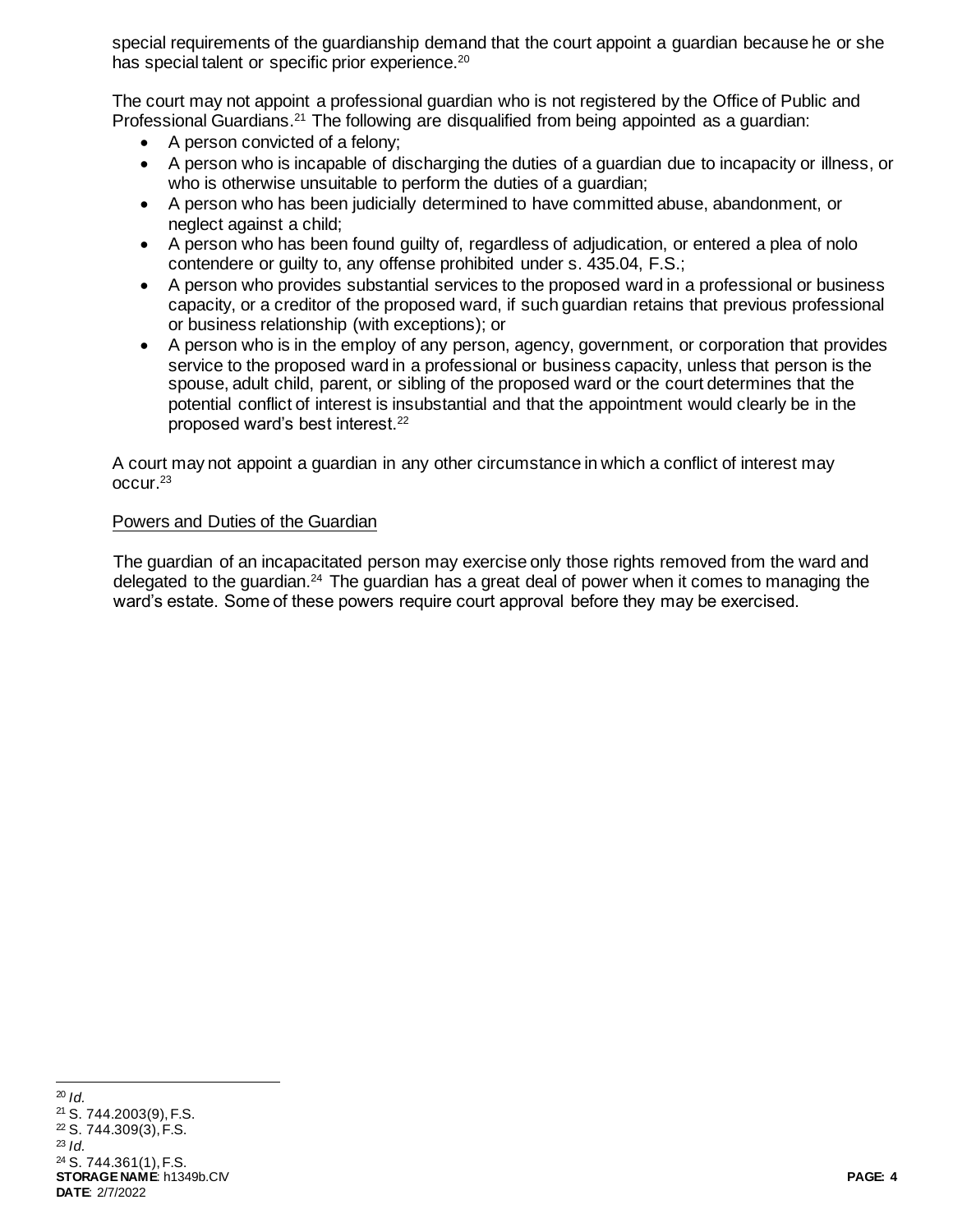special requirements of the guardianship demand that the court appoint a guardian because he or she has special talent or specific prior experience.[20]

The court may not appoint a professional guardian who is not registered by the Office of Public and Professional Guardians.[21] The following are disqualified from being appointed as a guardian:

- A person convicted of a felony;
- A person who is incapable of discharging the duties of a guardian due to incapacity or illness, or who is otherwise unsuitable to perform the duties of a guardian;
- A person who has been judicially determined to have committed abuse, abandonment, or neglect against a child;
- A person who has been found guilty of, regardless of adjudication, or entered a plea of nolo contendere or guilty to, any offense prohibited under s. 435.04, F.S.;
- A person who provides substantial services to the proposed ward in a professional or business capacity, or a creditor of the proposed ward, if such guardian retains that previous professional or business relationship (with exceptions); or
- A person who is in the employ of any person, agency, government, or corporation that provides service to the proposed ward in a professional or business capacity, unless that person is the spouse, adult child, parent, or sibling of the proposed ward or the court determines that the potential conflict of interest is insubstantial and that the appointment would clearly be in the proposed ward's best interest.[22]

A court may not appoint a guardian in any other circumstance in which a conflict of interest may occur.[23]

<u>Powers and Duties of the Guardian</u>

The guardian of an incapacitated person may exercise only those rights removed from the ward and delegated to the guardian.[24] The guardian has a great deal of power when it comes to managing the ward's estate. Some of these powers require court approval before they may be exercised.

---

[20] *Id.*

[21] S. 744.2003(9), F.S.

[22] S. 744.309(3), F.S.

[23] *Id.*

[24] S. 744.361(1), F.S.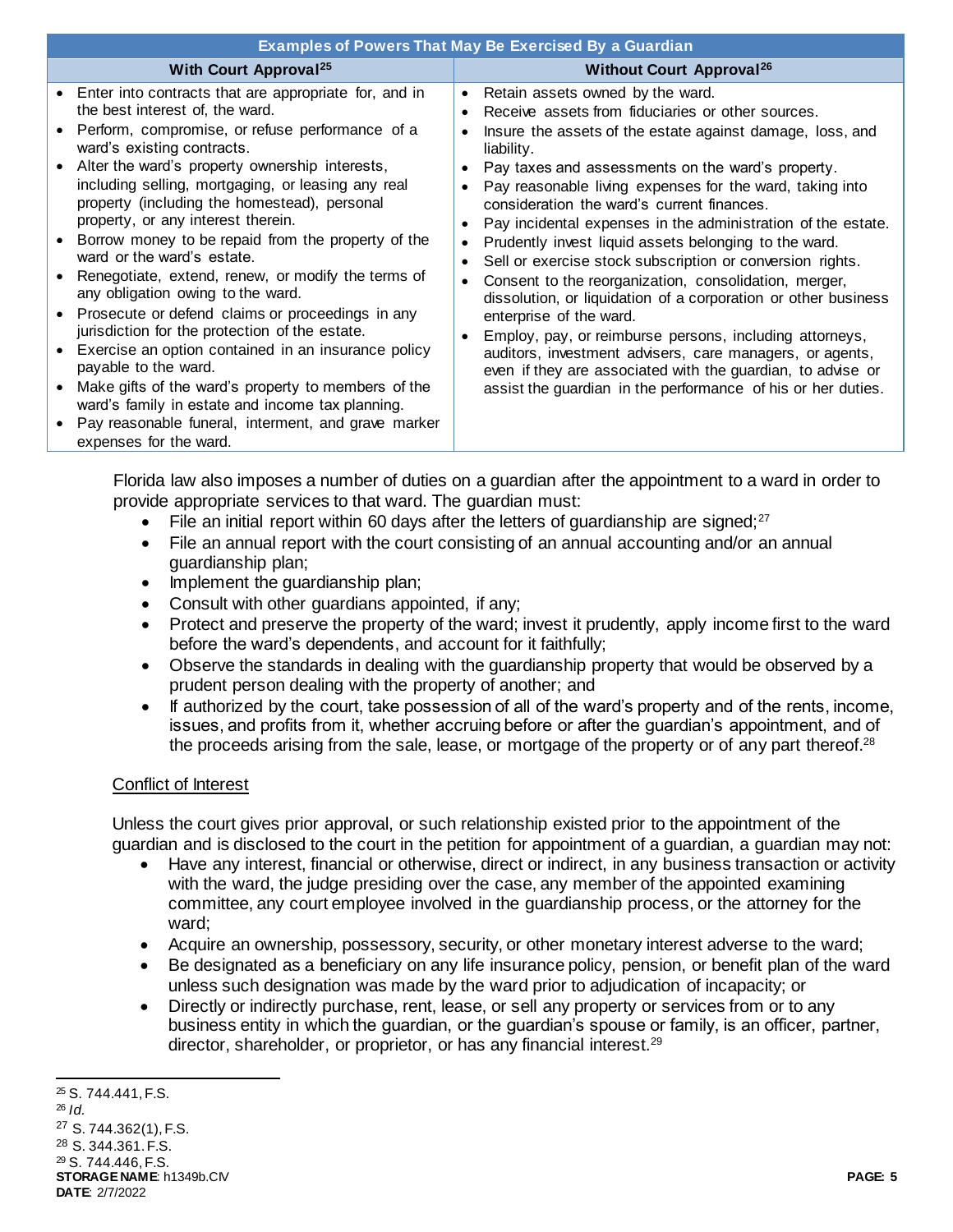| Examples of Powers That May Be Exercised By a Guardian | |
|---|---|
| **With Court Approval**[25] | **Without Court Approval**[26] |
| • Enter into contracts that are appropriate for, and in the best interest of, the ward.<br>• Perform, compromise, or refuse performance of a ward's existing contracts.<br>• Alter the ward's property ownership interests, including selling, mortgaging, or leasing any real property (including the homestead), personal property, or any interest therein.<br>• Borrow money to be repaid from the property of the ward or the ward's estate.<br>• Renegotiate, extend, renew, or modify the terms of any obligation owing to the ward.<br>• Prosecute or defend claims or proceedings in any jurisdiction for the protection of the estate.<br>• Exercise an option contained in an insurance policy payable to the ward.<br>• Make gifts of the ward's property to members of the ward's family in estate and income tax planning.<br>• Pay reasonable funeral, interment, and grave marker expenses for the ward. | • Retain assets owned by the ward.<br>• Receive assets from fiduciaries or other sources.<br>• Insure the assets of the estate against damage, loss, and liability.<br>• Pay taxes and assessments on the ward's property.<br>• Pay reasonable living expenses for the ward, taking into consideration the ward's current finances.<br>• Pay incidental expenses in the administration of the estate.<br>• Prudently invest liquid assets belonging to the ward.<br>• Sell or exercise stock subscription or conversion rights.<br>• Consent to the reorganization, consolidation, merger, dissolution, or liquidation of a corporation or other business enterprise of the ward.<br>• Employ, pay, or reimburse persons, including attorneys, auditors, investment advisers, care managers, or agents, even if they are associated with the guardian, to advise or assist the guardian in the performance of his or her duties. |

Florida law also imposes a number of duties on a guardian after the appointment to a ward in order to provide appropriate services to that ward. The guardian must:

- File an initial report within 60 days after the letters of guardianship are signed;[27]
- File an annual report with the court consisting of an annual accounting and/or an annual guardianship plan;
- Implement the guardianship plan;
- Consult with other guardians appointed, if any;
- Protect and preserve the property of the ward; invest it prudently, apply income first to the ward before the ward's dependents, and account for it faithfully;
- Observe the standards in dealing with the guardianship property that would be observed by a prudent person dealing with the property of another; and
- If authorized by the court, take possession of all of the ward's property and of the rents, income, issues, and profits from it, whether accruing before or after the guardian's appointment, and of the proceeds arising from the sale, lease, or mortgage of the property or of any part thereof.[28]

<u>Conflict of Interest</u>

Unless the court gives prior approval, or such relationship existed prior to the appointment of the guardian and is disclosed to the court in the petition for appointment of a guardian, a guardian may not:

- Have any interest, financial or otherwise, direct or indirect, in any business transaction or activity with the ward, the judge presiding over the case, any member of the appointed examining committee, any court employee involved in the guardianship process, or the attorney for the ward;
- Acquire an ownership, possessory, security, or other monetary interest adverse to the ward;
- Be designated as a beneficiary on any life insurance policy, pension, or benefit plan of the ward unless such designation was made by the ward prior to adjudication of incapacity; or
- Directly or indirectly purchase, rent, lease, or sell any property or services from or to any business entity in which the guardian, or the guardian's spouse or family, is an officer, partner, director, shareholder, or proprietor, or has any financial interest.[29]

---

[25] S. 744.441, F.S.
[26] *Id.*
[27] S. 744.362(1), F.S.
[28] S. 344.361. F.S.
[29] S. 744.446, F.S.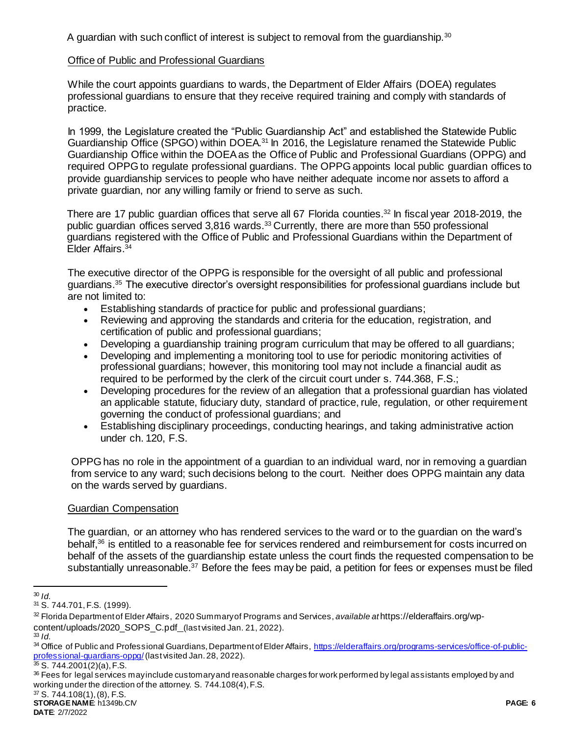A guardian with such conflict of interest is subject to removal from the guardianship.[30]

Office of Public and Professional Guardians

While the court appoints guardians to wards, the Department of Elder Affairs (DOEA) regulates professional guardians to ensure that they receive required training and comply with standards of practice.

In 1999, the Legislature created the "Public Guardianship Act" and established the Statewide Public Guardianship Office (SPGO) within DOEA.[31] In 2016, the Legislature renamed the Statewide Public Guardianship Office within the DOEA as the Office of Public and Professional Guardians (OPPG) and required OPPG to regulate professional guardians. The OPPG appoints local public guardian offices to provide guardianship services to people who have neither adequate income nor assets to afford a private guardian, nor any willing family or friend to serve as such.

There are 17 public guardian offices that serve all 67 Florida counties.[32] In fiscal year 2018-2019, the public guardian offices served 3,816 wards.[33] Currently, there are more than 550 professional guardians registered with the Office of Public and Professional Guardians within the Department of Elder Affairs.[34]

The executive director of the OPPG is responsible for the oversight of all public and professional guardians.[35] The executive director's oversight responsibilities for professional guardians include but are not limited to:

- Establishing standards of practice for public and professional guardians;
- Reviewing and approving the standards and criteria for the education, registration, and certification of public and professional guardians;
- Developing a guardianship training program curriculum that may be offered to all guardians;
- Developing and implementing a monitoring tool to use for periodic monitoring activities of professional guardians; however, this monitoring tool may not include a financial audit as required to be performed by the clerk of the circuit court under s. 744.368, F.S.;
- Developing procedures for the review of an allegation that a professional guardian has violated an applicable statute, fiduciary duty, standard of practice, rule, regulation, or other requirement governing the conduct of professional guardians; and
- Establishing disciplinary proceedings, conducting hearings, and taking administrative action under ch. 120, F.S.

OPPG has no role in the appointment of a guardian to an individual ward, nor in removing a guardian from service to any ward; such decisions belong to the court. Neither does OPPG maintain any data on the wards served by guardians.

Guardian Compensation

The guardian, or an attorney who has rendered services to the ward or to the guardian on the ward's behalf,[36] is entitled to a reasonable fee for services rendered and reimbursement for costs incurred on behalf of the assets of the guardianship estate unless the court finds the requested compensation to be substantially unreasonable.[37] Before the fees may be paid, a petition for fees or expenses must be filed

---

[30] *Id.*

[31] S. 744.701, F.S. (1999).

[32] Florida Department of Elder Affairs, 2020 Summary of Programs and Services, *available at* https://elderaffairs.org/wp-content/uploads/2020_SOPS_C.pdf_(last visited Jan. 21, 2022).

[33] *Id.*

[34] Office of Public and Professional Guardians, Department of Elder Affairs, https://elderaffairs.org/programs-services/office-of-public-professional-guardians-oppg/ (last visited Jan. 28, 2022).

[35] S. 744.2001(2)(a), F.S.

[36] Fees for legal services may include customary and reasonable charges for work performed by legal assistants employed by and working under the direction of the attorney. S. 744.108(4), F.S.

[37] S. 744.108(1), (8), F.S.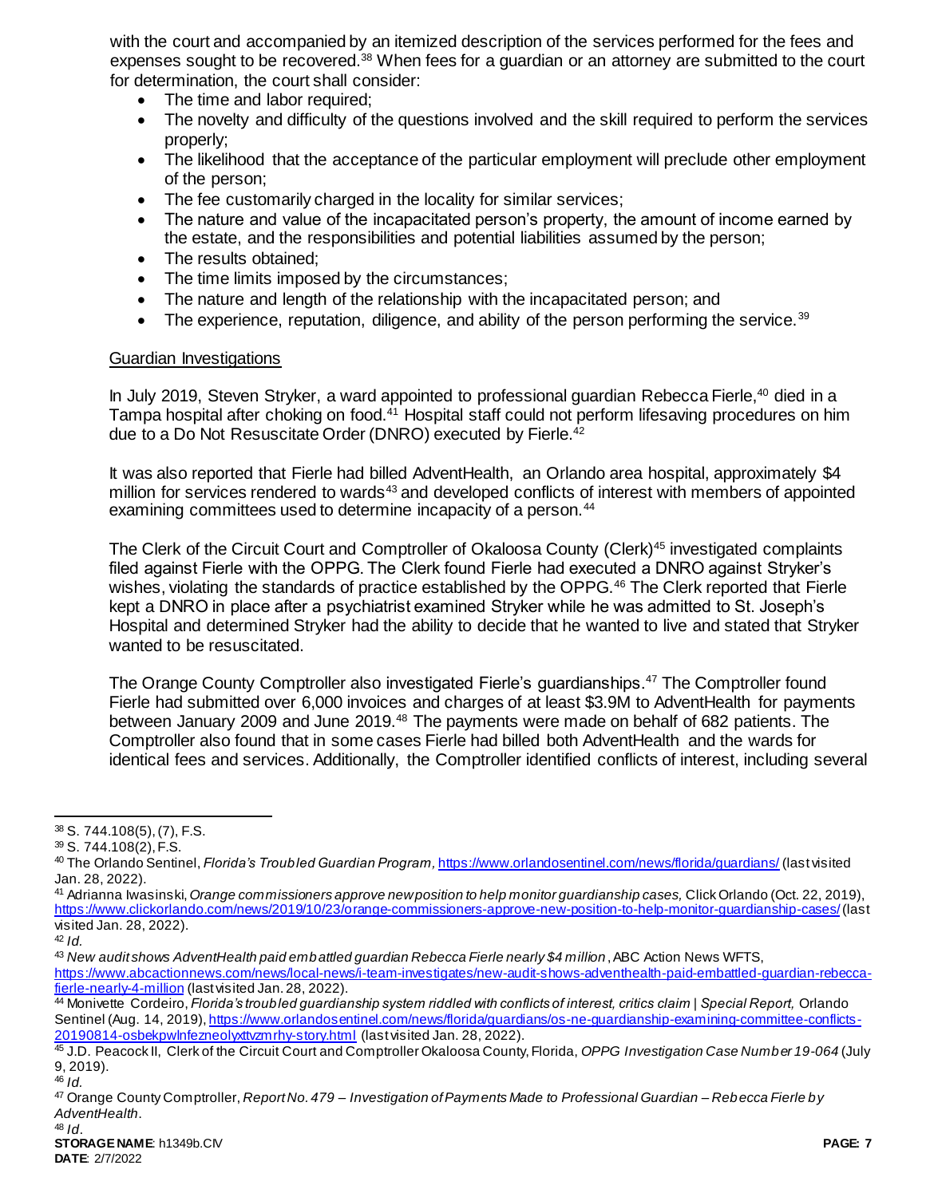with the court and accompanied by an itemized description of the services performed for the fees and expenses sought to be recovered.[38] When fees for a guardian or an attorney are submitted to the court for determination, the court shall consider:

- The time and labor required;
- The novelty and difficulty of the questions involved and the skill required to perform the services properly;
- The likelihood that the acceptance of the particular employment will preclude other employment of the person;
- The fee customarily charged in the locality for similar services;
- The nature and value of the incapacitated person's property, the amount of income earned by the estate, and the responsibilities and potential liabilities assumed by the person;
- The results obtained;
- The time limits imposed by the circumstances;
- The nature and length of the relationship with the incapacitated person; and
- The experience, reputation, diligence, and ability of the person performing the service.[39]

Guardian Investigations

In July 2019, Steven Stryker, a ward appointed to professional guardian Rebecca Fierle,[40] died in a Tampa hospital after choking on food.[41] Hospital staff could not perform lifesaving procedures on him due to a Do Not Resuscitate Order (DNRO) executed by Fierle.[42]

It was also reported that Fierle had billed AdventHealth, an Orlando area hospital, approximately $4 million for services rendered to wards[43] and developed conflicts of interest with members of appointed examining committees used to determine incapacity of a person.[44]

The Clerk of the Circuit Court and Comptroller of Okaloosa County (Clerk)[45] investigated complaints filed against Fierle with the OPPG. The Clerk found Fierle had executed a DNRO against Stryker's wishes, violating the standards of practice established by the OPPG.[46] The Clerk reported that Fierle kept a DNRO in place after a psychiatrist examined Stryker while he was admitted to St. Joseph's Hospital and determined Stryker had the ability to decide that he wanted to live and stated that Stryker wanted to be resuscitated.

The Orange County Comptroller also investigated Fierle's guardianships.[47] The Comptroller found Fierle had submitted over 6,000 invoices and charges of at least $3.9M to AdventHealth for payments between January 2009 and June 2019.[48] The payments were made on behalf of 682 patients. The Comptroller also found that in some cases Fierle had billed both AdventHealth and the wards for identical fees and services. Additionally, the Comptroller identified conflicts of interest, including several

---

[38] S. 744.108(5), (7), F.S.

[39] S. 744.108(2), F.S.

[40] The Orlando Sentinel, *Florida's Troubled Guardian Program*, https://www.orlandosentinel.com/news/florida/guardians/ (last visited Jan. 28, 2022).

[41] Adrianna Iwasinski, *Orange commissioners approve new position to help monitor guardianship cases,* Click Orlando (Oct. 22, 2019), https://www.clickorlando.com/news/2019/10/23/orange-commissioners-approve-new-position-to-help-monitor-guardianship-cases/ (last visited Jan. 28, 2022).

[42] *Id.*

[43] *New audit shows AdventHealth paid embattled guardian Rebecca Fierle nearly $4 million*, ABC Action News WFTS, https://www.abcactionnews.com/news/local-news/i-team-investigates/new-audit-shows-adventhealth-paid-embattled-guardian-rebecca-fierle-nearly-4-million (last visited Jan. 28, 2022).

[44] Monivette Cordeiro, *Florida's troubled guardianship system riddled with conflicts of interest, critics claim | Special Report,* Orlando Sentinel (Aug. 14, 2019), https://www.orlandosentinel.com/news/florida/guardians/os-ne-guardianship-examining-committee-conflicts-20190814-osbekpwlnfezneolyxttvzmrhy-story.html (last visited Jan. 28, 2022).

[45] J.D. Peacock II, Clerk of the Circuit Court and Comptroller Okaloosa County, Florida, *OPPG Investigation Case Number 19-064* (July 9, 2019).

[46] *Id.*

[47] Orange County Comptroller, *Report No. 479 – Investigation of Payments Made to Professional Guardian – Rebecca Fierle by AdventHealth*.

[48] *Id.*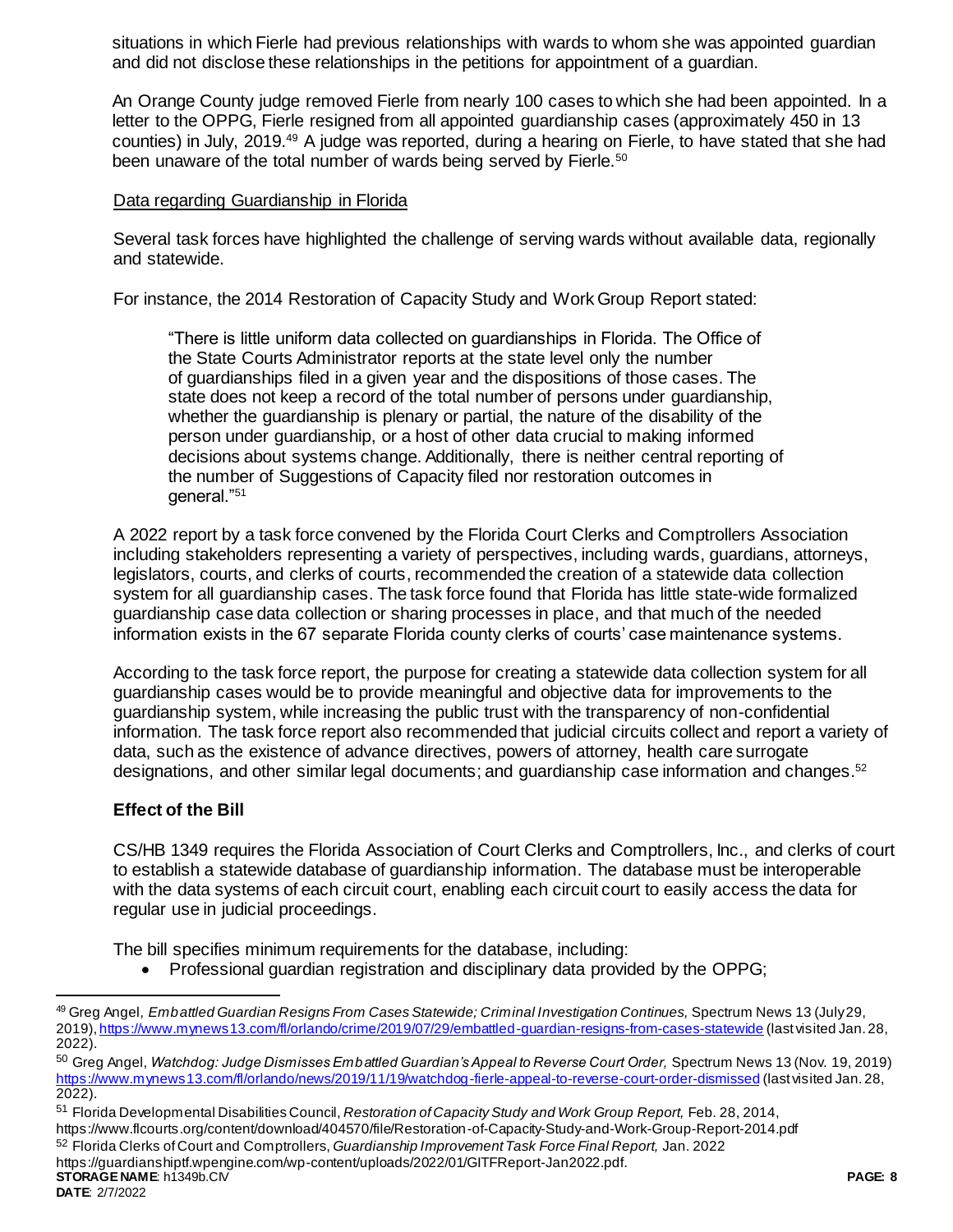situations in which Fierle had previous relationships with wards to whom she was appointed guardian and did not disclose these relationships in the petitions for appointment of a guardian.

An Orange County judge removed Fierle from nearly 100 cases to which she had been appointed. In a letter to the OPPG, Fierle resigned from all appointed guardianship cases (approximately 450 in 13 counties) in July, 2019.[49] A judge was reported, during a hearing on Fierle, to have stated that she had been unaware of the total number of wards being served by Fierle.[50]

Data regarding Guardianship in Florida

Several task forces have highlighted the challenge of serving wards without available data, regionally and statewide.

For instance, the 2014 Restoration of Capacity Study and Work Group Report stated:

> "There is little uniform data collected on guardianships in Florida. The Office of the State Courts Administrator reports at the state level only the number of guardianships filed in a given year and the dispositions of those cases. The state does not keep a record of the total number of persons under guardianship, whether the guardianship is plenary or partial, the nature of the disability of the person under guardianship, or a host of other data crucial to making informed decisions about systems change. Additionally, there is neither central reporting of the number of Suggestions of Capacity filed nor restoration outcomes in general."[51]

A 2022 report by a task force convened by the Florida Court Clerks and Comptrollers Association including stakeholders representing a variety of perspectives, including wards, guardians, attorneys, legislators, courts, and clerks of courts, recommended the creation of a statewide data collection system for all guardianship cases. The task force found that Florida has little state-wide formalized guardianship case data collection or sharing processes in place, and that much of the needed information exists in the 67 separate Florida county clerks of courts' case maintenance systems.

According to the task force report, the purpose for creating a statewide data collection system for all guardianship cases would be to provide meaningful and objective data for improvements to the guardianship system, while increasing the public trust with the transparency of non-confidential information. The task force report also recommended that judicial circuits collect and report a variety of data, such as the existence of advance directives, powers of attorney, health care surrogate designations, and other similar legal documents; and guardianship case information and changes.[52]

### Effect of the Bill

CS/HB 1349 requires the Florida Association of Court Clerks and Comptrollers, Inc., and clerks of court to establish a statewide database of guardianship information. The database must be interoperable with the data systems of each circuit court, enabling each circuit court to easily access the data for regular use in judicial proceedings.

The bill specifies minimum requirements for the database, including:

- Professional guardian registration and disciplinary data provided by the OPPG;

---

[49] Greg Angel, *Embattled Guardian Resigns From Cases Statewide; Criminal Investigation Continues,* Spectrum News 13 (July 29, 2019), https://www.mynews13.com/fl/orlando/crime/2019/07/29/embattled-guardian-resigns-from-cases-statewide (last visited Jan. 28, 2022).

[50] Greg Angel, *Watchdog: Judge Dismisses Embattled Guardian's Appeal to Reverse Court Order,* Spectrum News 13 (Nov. 19, 2019) https://www.mynews13.com/fl/orlando/news/2019/11/19/watchdog-fierle-appeal-to-reverse-court-order-dismissed (last visited Jan. 28, 2022).

[51] Florida Developmental Disabilities Council, *Restoration of Capacity Study and Work Group Report,* Feb. 28, 2014, https://www.flcourts.org/content/download/404570/file/Restoration-of-Capacity-Study-and-Work-Group-Report-2014.pdf

[52] Florida Clerks of Court and Comptrollers, *Guardianship Improvement Task Force Final Report,* Jan. 2022 https://guardianshiptf.wpengine.com/wp-content/uploads/2022/01/GITFReport-Jan2022.pdf.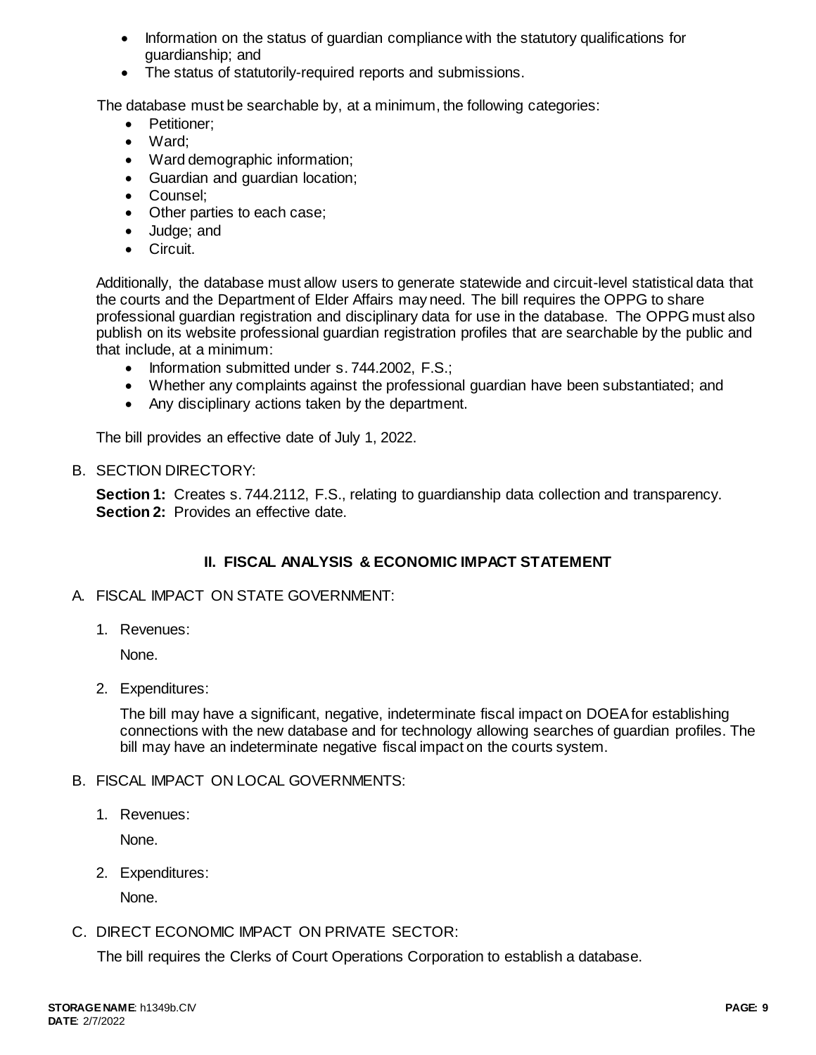- Information on the status of guardian compliance with the statutory qualifications for guardianship; and
- The status of statutorily-required reports and submissions.

The database must be searchable by, at a minimum, the following categories:

- Petitioner;
- Ward;
- Ward demographic information;
- Guardian and guardian location;
- Counsel;
- Other parties to each case;
- Judge; and
- Circuit.

Additionally, the database must allow users to generate statewide and circuit-level statistical data that the courts and the Department of Elder Affairs may need. The bill requires the OPPG to share professional guardian registration and disciplinary data for use in the database. The OPPG must also publish on its website professional guardian registration profiles that are searchable by the public and that include, at a minimum:

- Information submitted under s. 744.2002, F.S.;
- Whether any complaints against the professional guardian have been substantiated; and
- Any disciplinary actions taken by the department.

The bill provides an effective date of July 1, 2022.

B. SECTION DIRECTORY:

**Section 1:** Creates s. 744.2112, F.S., relating to guardianship data collection and transparency.
**Section 2:** Provides an effective date.

## II. FISCAL ANALYSIS & ECONOMIC IMPACT STATEMENT

A. FISCAL IMPACT ON STATE GOVERNMENT:

1. Revenues:

   None.

2. Expenditures:

   The bill may have a significant, negative, indeterminate fiscal impact on DOEA for establishing connections with the new database and for technology allowing searches of guardian profiles. The bill may have an indeterminate negative fiscal impact on the courts system.

B. FISCAL IMPACT ON LOCAL GOVERNMENTS:

1. Revenues:

   None.

2. Expenditures:

   None.

C. DIRECT ECONOMIC IMPACT ON PRIVATE SECTOR:

The bill requires the Clerks of Court Operations Corporation to establish a database.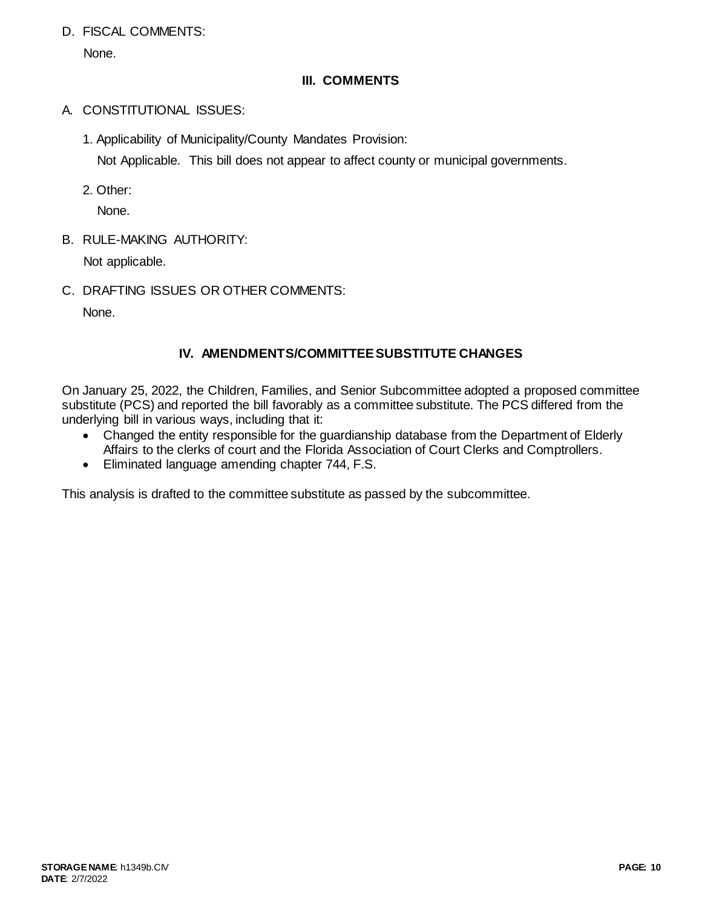D. FISCAL COMMENTS:

None.

## III. COMMENTS

A. CONSTITUTIONAL ISSUES:

1. Applicability of Municipality/County Mandates Provision:

Not Applicable. This bill does not appear to affect county or municipal governments.

2. Other:

None.

B. RULE-MAKING AUTHORITY:

Not applicable.

C. DRAFTING ISSUES OR OTHER COMMENTS:

None.

## IV. AMENDMENTS/COMMITTEE SUBSTITUTE CHANGES

On January 25, 2022, the Children, Families, and Senior Subcommittee adopted a proposed committee substitute (PCS) and reported the bill favorably as a committee substitute. The PCS differed from the underlying bill in various ways, including that it:

- Changed the entity responsible for the guardianship database from the Department of Elderly Affairs to the clerks of court and the Florida Association of Court Clerks and Comptrollers.
- Eliminated language amending chapter 744, F.S.

This analysis is drafted to the committee substitute as passed by the subcommittee.